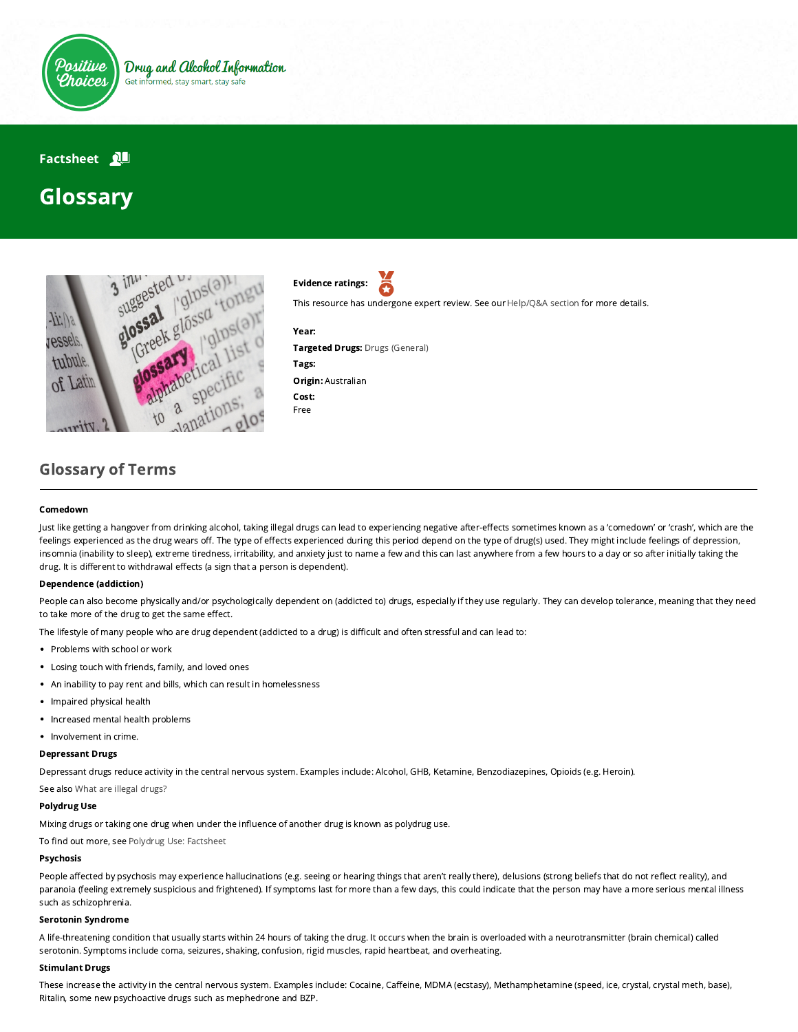Positive Choices — Drug and Alcohol Information

Get informed, stay smart, stay safe

Factsheet

# Glossary

**Evidence ratings:**

This resource has undergone expert review. See our Help/Q&A section for more details.

**Year:**

**Targeted Drugs:** Drugs (General)

**Tags:**

**Origin:** Australian

**Cost:**
Free

## Glossary of Terms

**Comedown**

Just like getting a hangover from drinking alcohol, taking illegal drugs can lead to experiencing negative after-effects sometimes known as a 'comedown' or 'crash', which are the feelings experienced as the drug wears off. The type of effects experienced during this period depend on the type of drug(s) used. They might include feelings of depression, insomnia (inability to sleep), extreme tiredness, irritability, and anxiety just to name a few and this can last anywhere from a few hours to a day or so after initially taking the drug. It is different to withdrawal effects (a sign that a person is dependent).

**Dependence (addiction)**

People can also become physically and/or psychologically dependent on (addicted to) drugs, especially if they use regularly. They can develop tolerance, meaning that they need to take more of the drug to get the same effect.

The lifestyle of many people who are drug dependent (addicted to a drug) is difficult and often stressful and can lead to:

- Problems with school or work
- Losing touch with friends, family, and loved ones
- An inability to pay rent and bills, which can result in homelessness
- Impaired physical health
- Increased mental health problems
- Involvement in crime.

**Depressant Drugs**

Depressant drugs reduce activity in the central nervous system. Examples include: Alcohol, GHB, Ketamine, Benzodiazepines, Opioids (e.g. Heroin).

See also What are illegal drugs?

**Polydrug Use**

Mixing drugs or taking one drug when under the influence of another drug is known as polydrug use.

To find out more, see Polydrug Use: Factsheet

**Psychosis**

People affected by psychosis may experience hallucinations (e.g. seeing or hearing things that aren't really there), delusions (strong beliefs that do not reflect reality), and paranoia (feeling extremely suspicious and frightened). If symptoms last for more than a few days, this could indicate that the person may have a more serious mental illness such as schizophrenia.

**Serotonin Syndrome**

A life-threatening condition that usually starts within 24 hours of taking the drug. It occurs when the brain is overloaded with a neurotransmitter (brain chemical) called serotonin. Symptoms include coma, seizures, shaking, confusion, rigid muscles, rapid heartbeat, and overheating.

**Stimulant Drugs**

These increase the activity in the central nervous system. Examples include: Cocaine, Caffeine, MDMA (ecstasy), Methamphetamine (speed, ice, crystal, crystal meth, base), Ritalin, some new psychoactive drugs such as mephedrone and BZP.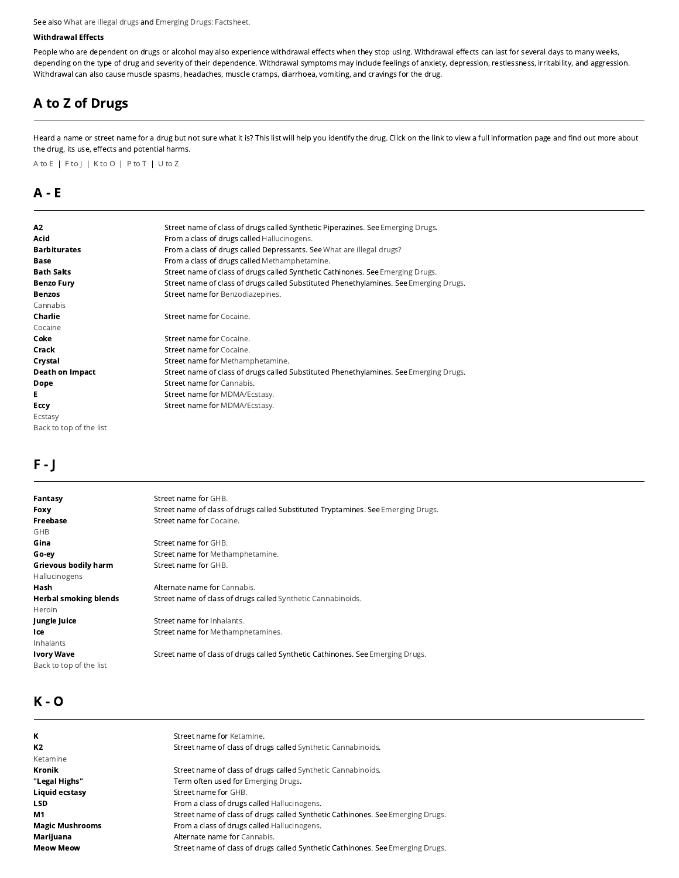See also What are illegal drugs and Emerging Drugs: Factsheet.

**Withdrawal Effects**

People who are dependent on drugs or alcohol may also experience withdrawal effects when they stop using. Withdrawal effects can last for several days to many weeks, depending on the type of drug and severity of their dependence. Withdrawal symptoms may include feelings of anxiety, depression, restlessness, irritability, and aggression. Withdrawal can also cause muscle spasms, headaches, muscle cramps, diarrhoea, vomiting, and cravings for the drug.

## A to Z of Drugs

Heard a name or street name for a drug but not sure what it is? This list will help you identify the drug. Click on the link to view a full information page and find out more about the drug, its use, effects and potential harms.

A to E | F to J | K to O | P to T | U to Z

## A - E

| | |
|---|---|
| **A2** | Street name of class of drugs called Synthetic Piperazines. See Emerging Drugs. |
| **Acid** | From a class of drugs called Hallucinogens. |
| **Barbiturates** | From a class of drugs called Depressants. See What are illegal drugs? |
| **Base** | From a class of drugs called Methamphetamine. |
| **Bath Salts** | Street name of class of drugs called Synthetic Cathinones. See Emerging Drugs. |
| **Benzo Fury** | Street name of class of drugs called Substituted Phenethylamines. See Emerging Drugs. |
| **Benzos** | Street name for Benzodiazepines. |
| Cannabis | |
| **Charlie** | Street name for Cocaine. |
| Cocaine | |
| **Coke** | Street name for Cocaine. |
| **Crack** | Street name for Cocaine. |
| **Crystal** | Street name for Methamphetamine. |
| **Death on Impact** | Street name of class of drugs called Substituted Phenethylamines. See Emerging Drugs. |
| **Dope** | Street name for Cannabis. |
| **E** | Street name for MDMA/Ecstasy. |
| **Eccy** | Street name for MDMA/Ecstasy. |
| Ecstasy | |

Back to top of the list

## F - J

| | |
|---|---|
| **Fantasy** | Street name for GHB. |
| **Foxy** | Street name of class of drugs called Substituted Tryptamines. See Emerging Drugs. |
| **Freebase** | Street name for Cocaine. |
| GHB | |
| **Gina** | Street name for GHB. |
| **Go-ey** | Street name for Methamphetamine. |
| **Grievous bodily harm** | Street name for GHB. |
| Hallucinogens | |
| **Hash** | Alternate name for Cannabis. |
| **Herbal smoking blends** | Street name of class of drugs called Synthetic Cannabinoids. |
| Heroin | |
| **Jungle Juice** | Street name for Inhalants. |
| **Ice** | Street name for Methamphetamines. |
| Inhalants | |
| **Ivory Wave** | Street name of class of drugs called Synthetic Cathinones. See Emerging Drugs. |

Back to top of the list

## K - O

| | |
|---|---|
| **K** | Street name for Ketamine. |
| **K2** | Street name of class of drugs called Synthetic Cannabinoids. |
| Ketamine | |
| **Kronik** | Street name of class of drugs called Synthetic Cannabinoids. |
| **"Legal Highs"** | Term often used for Emerging Drugs. |
| **Liquid ecstasy** | Street name for GHB. |
| **LSD** | From a class of drugs called Hallucinogens. |
| **M1** | Street name of class of drugs called Synthetic Cathinones. See Emerging Drugs. |
| **Magic Mushrooms** | From a class of drugs called Hallucinogens. |
| **Marijuana** | Alternate name for Cannabis. |
| **Meow Meow** | Street name of class of drugs called Synthetic Cathinones. See Emerging Drugs. |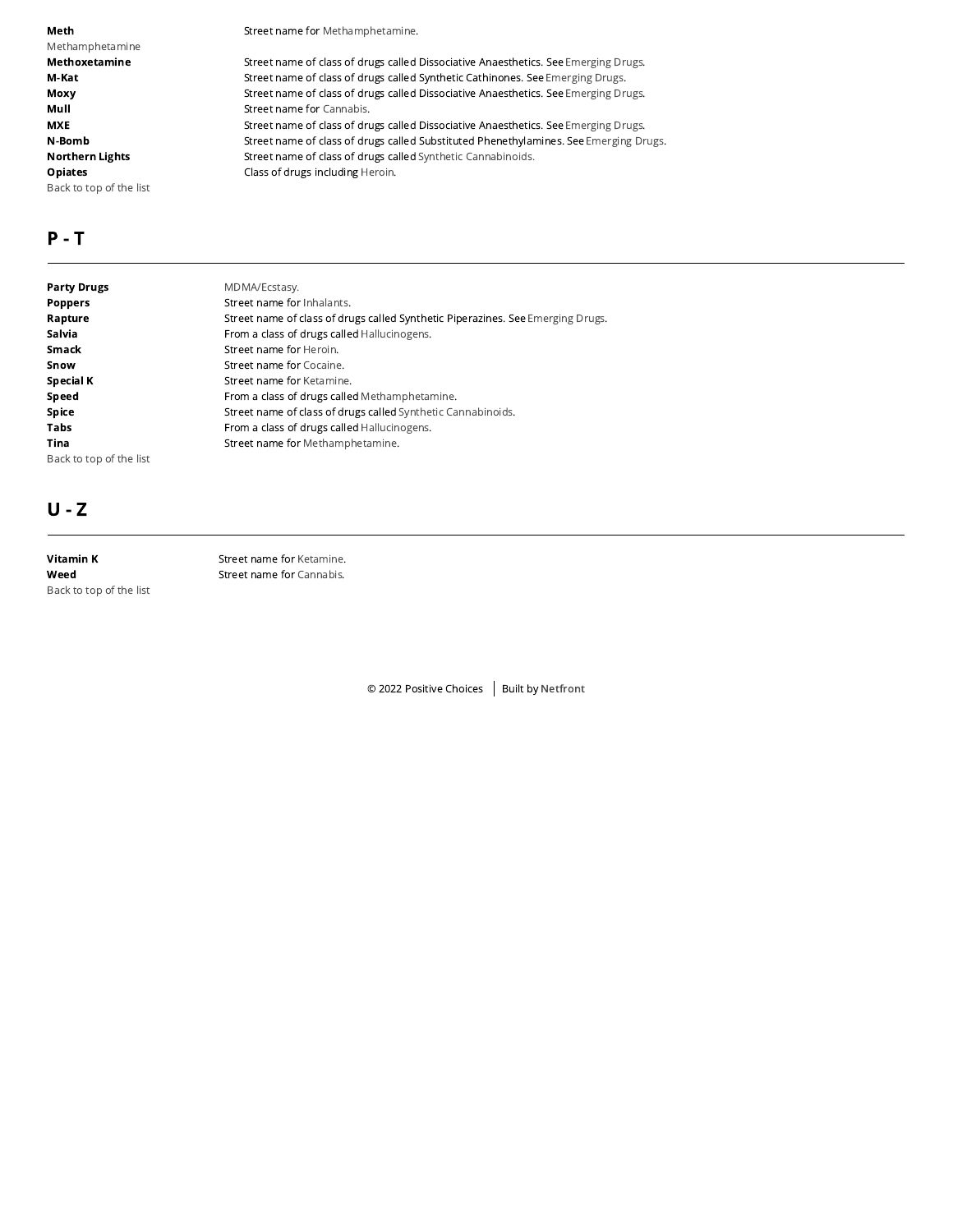| | |
|---|---|
| **Meth** | Street name for Methamphetamine. |
| Methamphetamine | |
| **Methoxetamine** | Street name of class of drugs called Dissociative Anaesthetics. See Emerging Drugs. |
| **M-Kat** | Street name of class of drugs called Synthetic Cathinones. See Emerging Drugs. |
| **Moxy** | Street name of class of drugs called Dissociative Anaesthetics. See Emerging Drugs. |
| **Mull** | Street name for Cannabis. |
| **MXE** | Street name of class of drugs called Dissociative Anaesthetics. See Emerging Drugs. |
| **N-Bomb** | Street name of class of drugs called Substituted Phenethylamines. See Emerging Drugs. |
| **Northern Lights** | Street name of class of drugs called Synthetic Cannabinoids. |
| **Opiates** | Class of drugs including Heroin. |

Back to top of the list

## P - T

| | |
|---|---|
| **Party Drugs** | MDMA/Ecstasy. |
| **Poppers** | Street name for Inhalants. |
| **Rapture** | Street name of class of drugs called Synthetic Piperazines. See Emerging Drugs. |
| **Salvia** | From a class of drugs called Hallucinogens. |
| **Smack** | Street name for Heroin. |
| **Snow** | Street name for Cocaine. |
| **Special K** | Street name for Ketamine. |
| **Speed** | From a class of drugs called Methamphetamine. |
| **Spice** | Street name of class of drugs called Synthetic Cannabinoids. |
| **Tabs** | From a class of drugs called Hallucinogens. |
| **Tina** | Street name for Methamphetamine. |

Back to top of the list

## U - Z

| | |
|---|---|
| **Vitamin K** | Street name for Ketamine. |
| **Weed** | Street name for Cannabis. |

Back to top of the list

© 2022 Positive Choices | Built by Netfront